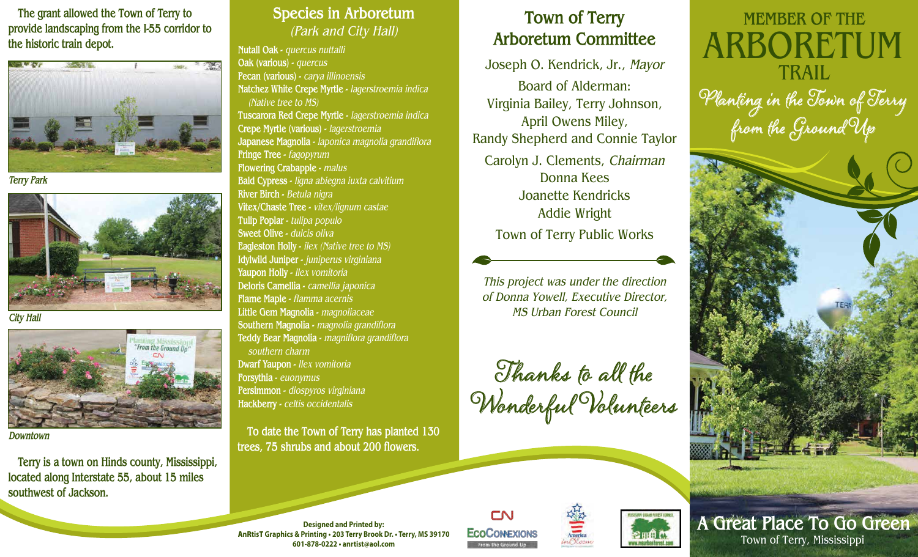The grant allowed the Town of Terry to provide landscaping from the I-55 corridor to the historic train depot.

*Terry Park*

*City Hall*

*Downtown*

Terry is a town on Hinds county, Mississippi, located along Interstate 55, about 15 miles southwest of Jackson.

## Species in Arboretum

*(Park and City Hall)*

**Nutall Oak** - *quercus nuttalli*
**Oak (various)** - *quercus*
**Pecan (various)** - *carya illinoensis*
**Natchez White Crepe Myrtle** - *lagerstroemia indica (Native tree to MS)*
**Tuscarora Red Crepe Myrtle** - *lagerstroemia indica*
**Crepe Myrtle (various)** - *lagerstroemia*
**Japanese Magnolia** - *laponica magnolia grandiflora*
**Fringe Tree** - *fagopyrum*
**Flowering Crabapple** - *malus*
**Bald Cypress** - *ligna abiegna iuxta calvitium*
**River Birch** - *Betula nigra*
**Vitex/Chaste Tree** - *vitex/lignum castae*
**Tulip Poplar** - *tulipa populo*
**Sweet Olive** - *dulcis oliva*
**Eagleston Holly** - *ilex (Native tree to MS)*
**Idylwild Juniper** - *juniperus virginiana*
**Yaupon Holly** - *llex vomitoria*
**Deloris Camellia** - *camellia japonica*
**Flame Maple** - *flamma acernis*
**Little Gem Magnolia** - *magnoliaceae*
**Southern Magnolia** - *magnolia grandiflora*
**Teddy Bear Magnolia** - *magniflora grandiflora southern charm*
**Dwarf Yaupon** - *llex vomitoria*
**Forsythia** - *euonymus*
**Persimmon** - *diospyros virginiana*
**Hackberry** - *celtis occidentalis*

To date the Town of Terry has planted 130 trees, 75 shrubs and about 200 flowers.

## Town of Terry Arboretum Committee

Joseph O. Kendrick, Jr., *Mayor*

Board of Alderman:
Virginia Bailey, Terry Johnson, April Owens Miley, Randy Shepherd and Connie Taylor

Carolyn J. Clements, *Chairman*
Donna Kees
Joanette Kendricks
Addie Wright
Town of Terry Public Works

*This project was under the direction of Donna Yowell, Executive Director, MS Urban Forest Council*

*Thanks to all the Wonderful Volunteers*

**Designed and Printed by:**
**AnRtisT Graphics & Printing • 203 Terry Brook Dr. • Terry, MS 39170**
**601-878-0222 • anrtist@aol.com**

# MEMBER OF THE ARBORETUM TRAIL

*Planting in the Town of Terry from the Ground Up*

## A Great Place To Go Green

Town of Terry, Mississippi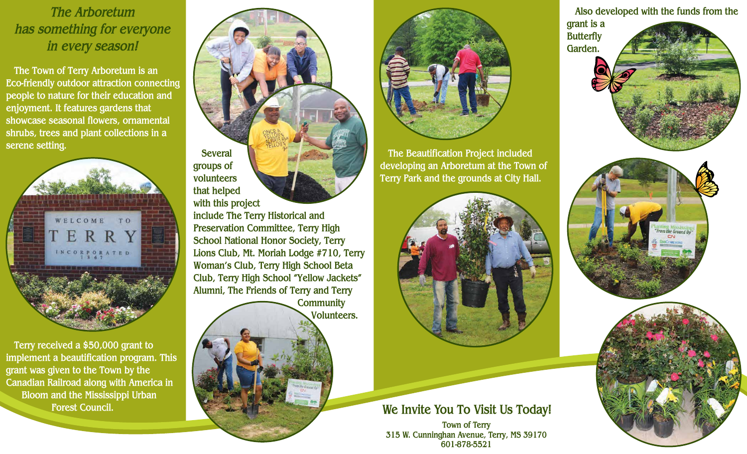## *The Arboretum has something for everyone in every season!*

The Town of Terry Arboretum is an Eco-friendly outdoor attraction connecting people to nature for their education and enjoyment. It features gardens that showcase seasonal flowers, ornamental shrubs, trees and plant collections in a serene setting.

Terry received a $50,000 grant to implement a beautification program. This grant was given to the Town by the Canadian Railroad along with America in Bloom and the Mississippi Urban Forest Council.

Several groups of volunteers that helped with this project include The Terry Historical and Preservation Committee, Terry High School National Honor Society, Terry Lions Club, Mt. Moriah Lodge #710, Terry Woman's Club, Terry High School Beta Club, Terry High School "Yellow Jackets" Alumni, The Friends of Terry and Terry Community Volunteers.

The Beautification Project included developing an Arboretum at the Town of Terry Park and the grounds at City Hall.

Also developed with the funds from the grant is a Butterfly Garden.

## We Invite You To Visit Us Today!

Town of Terry
315 W. Cunninghan Avenue, Terry, MS 39170
601-878-5521